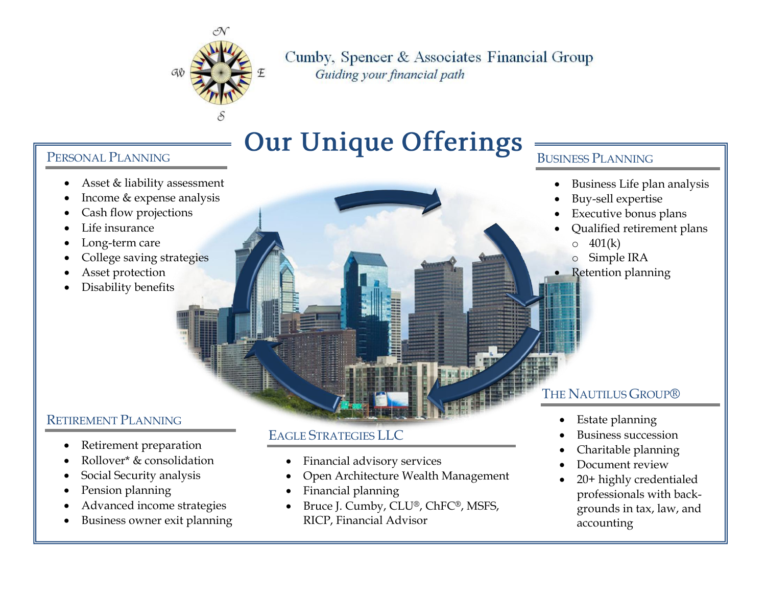Cumby, Spencer & Associates Financial Group

*Guiding your financial path*

# Our Unique Offerings

## Personal Planning

- Asset & liability assessment
- Income & expense analysis
- Cash flow projections
- Life insurance
- Long-term care
- College saving strategies
- Asset protection
- Disability benefits

## Business Planning

- Business Life plan analysis
- Buy-sell expertise
- Executive bonus plans
- Qualified retirement plans
  - 401(k)
  - Simple IRA
- Retention planning

## Retirement Planning

- Retirement preparation
- Rollover* & consolidation
- Social Security analysis
- Pension planning
- Advanced income strategies
- Business owner exit planning

## Eagle Strategies LLC

- Financial advisory services
- Open Architecture Wealth Management
- Financial planning
- Bruce J. Cumby, CLU®, ChFC®, MSFS, RICP, Financial Advisor

## The Nautilus Group®

- Estate planning
- Business succession
- Charitable planning
- Document review
- 20+ highly credentialed professionals with back-grounds in tax, law, and accounting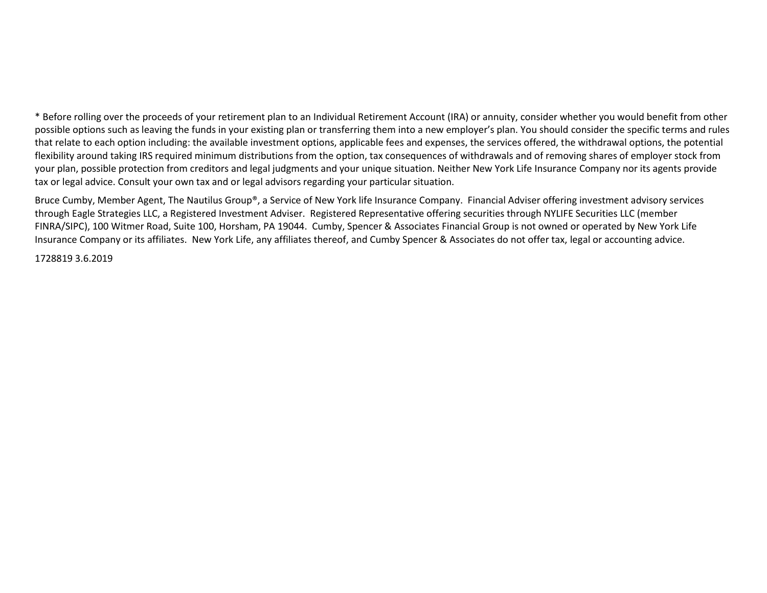* Before rolling over the proceeds of your retirement plan to an Individual Retirement Account (IRA) or annuity, consider whether you would benefit from other possible options such as leaving the funds in your existing plan or transferring them into a new employer's plan. You should consider the specific terms and rules that relate to each option including: the available investment options, applicable fees and expenses, the services offered, the withdrawal options, the potential flexibility around taking IRS required minimum distributions from the option, tax consequences of withdrawals and of removing shares of employer stock from your plan, possible protection from creditors and legal judgments and your unique situation. Neither New York Life Insurance Company nor its agents provide tax or legal advice. Consult your own tax and or legal advisors regarding your particular situation.

Bruce Cumby, Member Agent, The Nautilus Group®, a Service of New York life Insurance Company. Financial Adviser offering investment advisory services through Eagle Strategies LLC, a Registered Investment Adviser. Registered Representative offering securities through NYLIFE Securities LLC (member FINRA/SIPC), 100 Witmer Road, Suite 100, Horsham, PA 19044. Cumby, Spencer & Associates Financial Group is not owned or operated by New York Life Insurance Company or its affiliates. New York Life, any affiliates thereof, and Cumby Spencer & Associates do not offer tax, legal or accounting advice.

1728819 3.6.2019